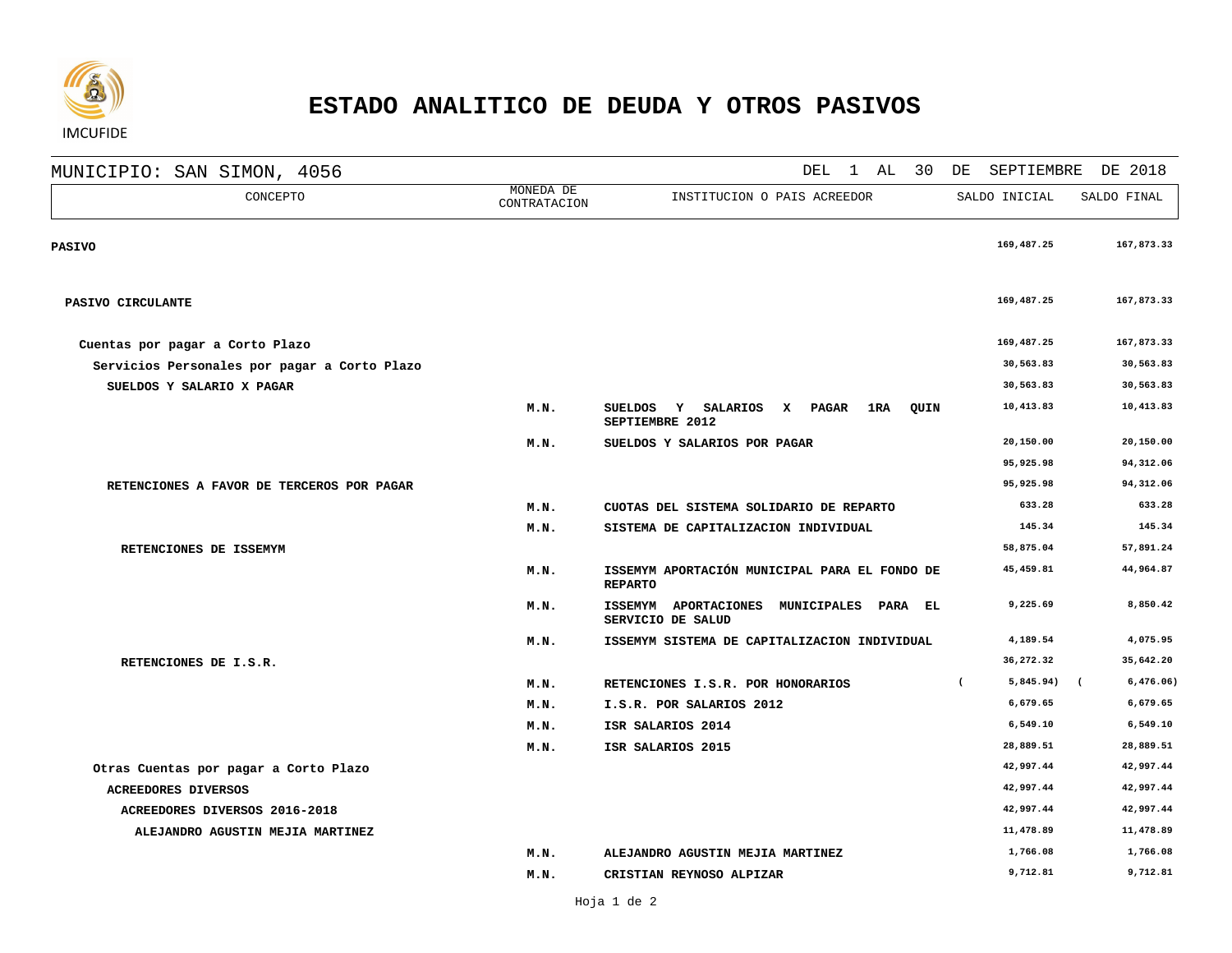IMCUFIDE

# ESTADO ANALITICO DE DEUDA Y OTROS PASIVOS

MUNICIPIO: SAN SIMON, 4056 — DEL 1 AL 30 DE SEPTIEMBRE DE 2018

| CONCEPTO | MONEDA DE CONTRATACION | INSTITUCION O PAIS ACREEDOR | SALDO INICIAL | SALDO FINAL |
|---|---|---|---|---|
| **PASIVO** | | | 169,487.25 | 167,873.33 |
| **PASIVO CIRCULANTE** | | | 169,487.25 | 167,873.33 |
| **Cuentas por pagar a Corto Plazo** | | | 169,487.25 | 167,873.33 |
| **Servicios Personales por pagar a Corto Plazo** | | | 30,563.83 | 30,563.83 |
| **SUELDOS Y SALARIO X PAGAR** | | | 30,563.83 | 30,563.83 |
| | M.N. | SUELDOS Y SALARIOS X PAGAR 1RA QUIN SEPTIEMBRE 2012 | 10,413.83 | 10,413.83 |
| | M.N. | SUELDOS Y SALARIOS POR PAGAR | 20,150.00 | 20,150.00 |
| | | | 95,925.98 | 94,312.06 |
| **RETENCIONES A FAVOR DE TERCEROS POR PAGAR** | | | 95,925.98 | 94,312.06 |
| | M.N. | CUOTAS DEL SISTEMA SOLIDARIO DE REPARTO | 633.28 | 633.28 |
| | M.N. | SISTEMA DE CAPITALIZACION INDIVIDUAL | 145.34 | 145.34 |
| **RETENCIONES DE ISSEMYM** | | | 58,875.04 | 57,891.24 |
| | M.N. | ISSEMYM APORTACIÓN MUNICIPAL PARA EL FONDO DE REPARTO | 45,459.81 | 44,964.87 |
| | M.N. | ISSEMYM APORTACIONES MUNICIPALES PARA EL SERVICIO DE SALUD | 9,225.69 | 8,850.42 |
| | M.N. | ISSEMYM SISTEMA DE CAPITALIZACION INDIVIDUAL | 4,189.54 | 4,075.95 |
| **RETENCIONES DE I.S.R.** | | | 36,272.32 | 35,642.20 |
| | M.N. | RETENCIONES I.S.R. POR HONORARIOS | ( 5,845.94) | ( 6,476.06) |
| | M.N. | I.S.R. POR SALARIOS 2012 | 6,679.65 | 6,679.65 |
| | M.N. | ISR SALARIOS 2014 | 6,549.10 | 6,549.10 |
| | M.N. | ISR SALARIOS 2015 | 28,889.51 | 28,889.51 |
| **Otras Cuentas por pagar a Corto Plazo** | | | 42,997.44 | 42,997.44 |
| **ACREEDORES DIVERSOS** | | | 42,997.44 | 42,997.44 |
| **ACREEDORES DIVERSOS 2016-2018** | | | 42,997.44 | 42,997.44 |
| **ALEJANDRO AGUSTIN MEJIA MARTINEZ** | | | 11,478.89 | 11,478.89 |
| | M.N. | ALEJANDRO AGUSTIN MEJIA MARTINEZ | 1,766.08 | 1,766.08 |
| | M.N. | CRISTIAN REYNOSO ALPIZAR | 9,712.81 | 9,712.81 |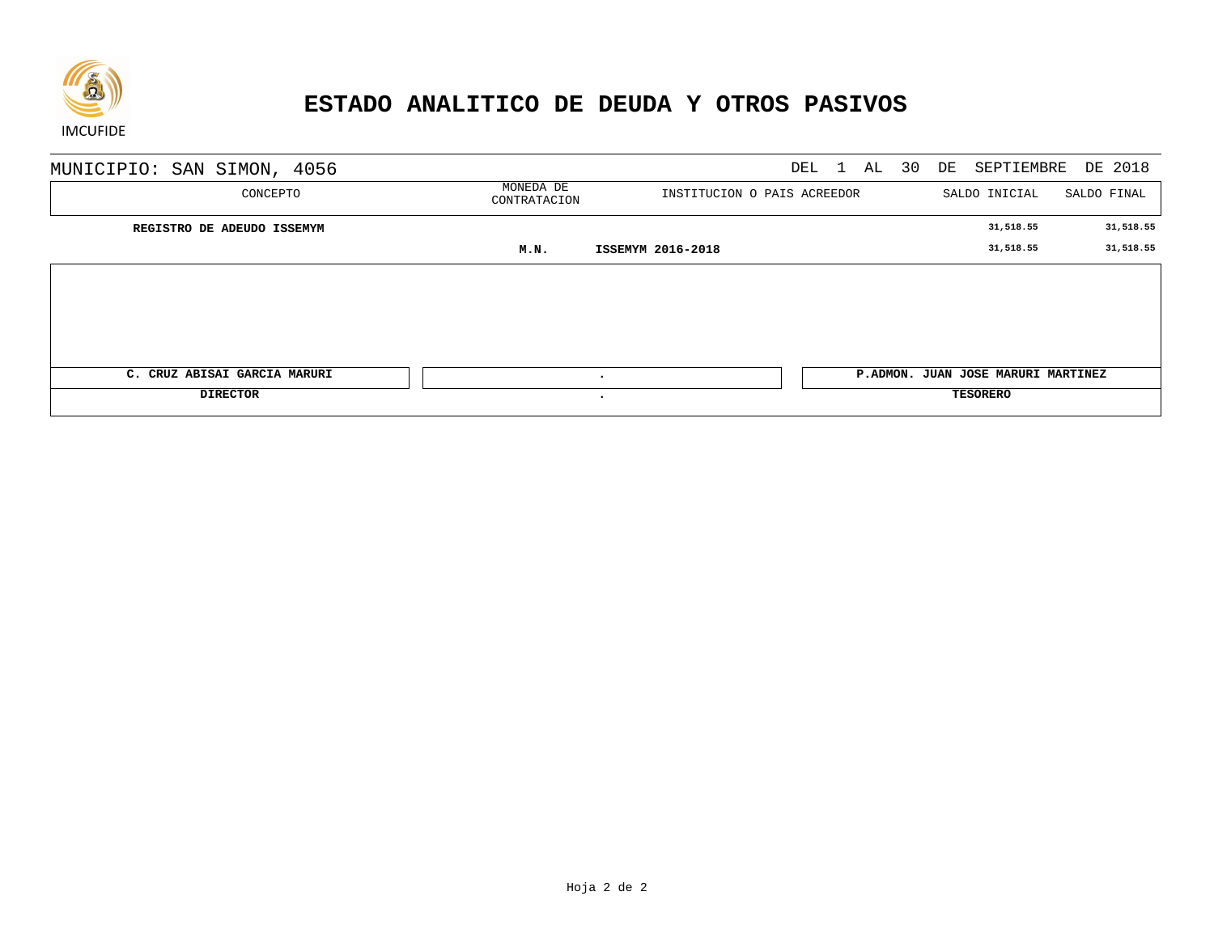IMCUFIDE

# ESTADO ANALITICO DE DEUDA Y OTROS PASIVOS

MUNICIPIO: SAN SIMON, 4056 DEL 1 AL 30 DE SEPTIEMBRE DE 2018

| CONCEPTO | MONEDA DE CONTRATACION | INSTITUCION O PAIS ACREEDOR | SALDO INICIAL | SALDO FINAL |
|---|---|---|---|---|
| **REGISTRO DE ADEUDO ISSEMYM** | | | **31,518.55** | **31,518.55** |
| | **M.N.** | **ISSEMYM 2016-2018** | **31,518.55** | **31,518.55** |

| | | |
|---|---|---|
| **C. CRUZ ABISAI GARCIA MARURI** | . | **P.ADMON. JUAN JOSE MARURI MARTINEZ** |
| **DIRECTOR** | . | **TESORERO** |